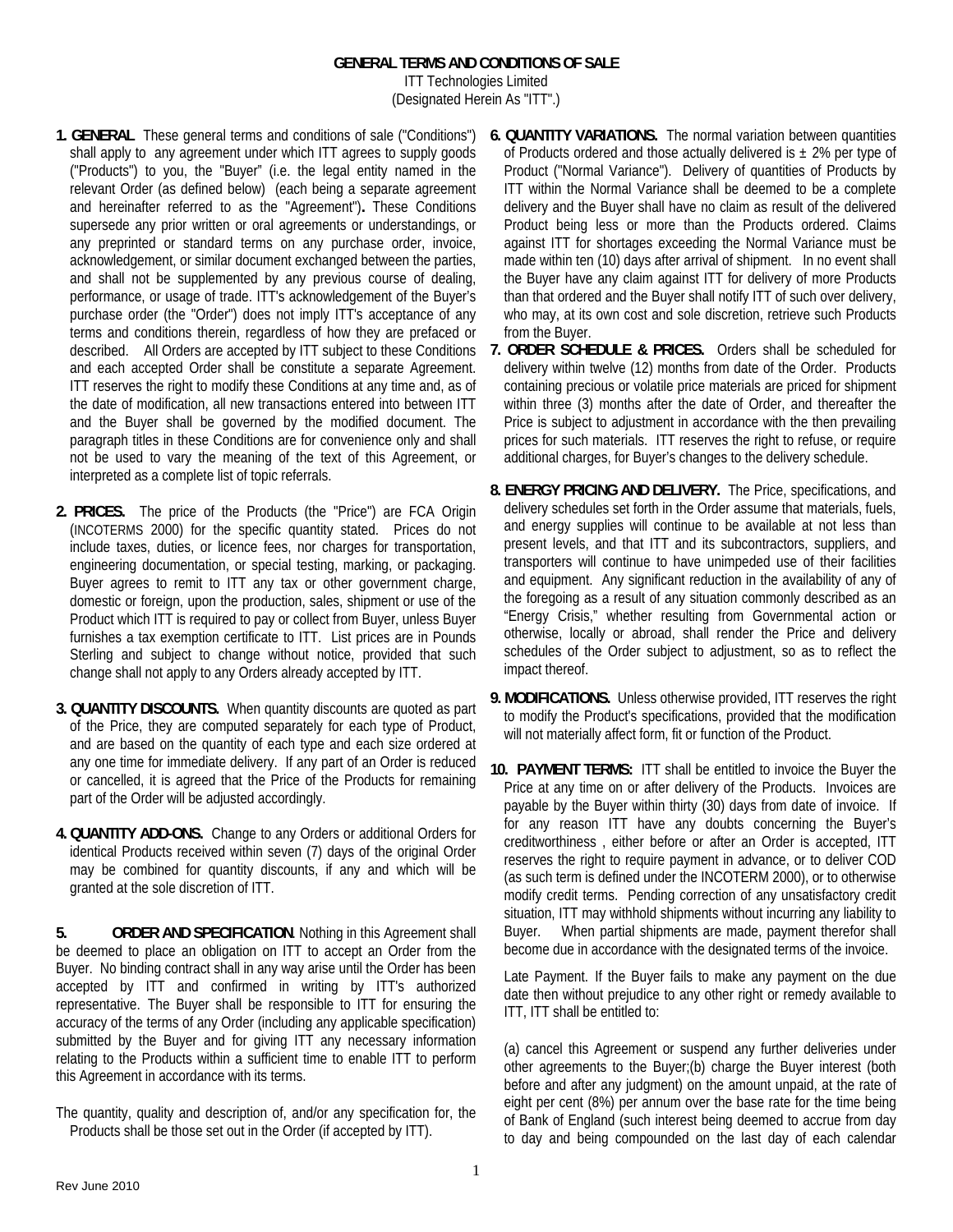# GENERAL TERMS AND CONDITIONS OF SALE

ITT Technologies Limited
(Designated Herein As "ITT".)

**1. GENERAL.** These general terms and conditions of sale ("Conditions") shall apply to any agreement under which ITT agrees to supply goods ("Products") to you, the "Buyer" (i.e. the legal entity named in the relevant Order (as defined below) (each being a separate agreement and hereinafter referred to as the "Agreement")**.** These Conditions supersede any prior written or oral agreements or understandings, or any preprinted or standard terms on any purchase order, invoice, acknowledgement, or similar document exchanged between the parties, and shall not be supplemented by any previous course of dealing, performance, or usage of trade. ITT's acknowledgement of the Buyer's purchase order (the "Order") does not imply ITT's acceptance of any terms and conditions therein, regardless of how they are prefaced or described. All Orders are accepted by ITT subject to these Conditions and each accepted Order shall be constitute a separate Agreement. ITT reserves the right to modify these Conditions at any time and, as of the date of modification, all new transactions entered into between ITT and the Buyer shall be governed by the modified document. The paragraph titles in these Conditions are for convenience only and shall not be used to vary the meaning of the text of this Agreement, or interpreted as a complete list of topic referrals.

**2. PRICES.** The price of the Products (the "Price") are FCA Origin (INCOTERMS 2000) for the specific quantity stated. Prices do not include taxes, duties, or licence fees, nor charges for transportation, engineering documentation, or special testing, marking, or packaging. Buyer agrees to remit to ITT any tax or other government charge, domestic or foreign, upon the production, sales, shipment or use of the Product which ITT is required to pay or collect from Buyer, unless Buyer furnishes a tax exemption certificate to ITT. List prices are in Pounds Sterling and subject to change without notice, provided that such change shall not apply to any Orders already accepted by ITT.

**3. QUANTITY DISCOUNTS.** When quantity discounts are quoted as part of the Price, they are computed separately for each type of Product, and are based on the quantity of each type and each size ordered at any one time for immediate delivery. If any part of an Order is reduced or cancelled, it is agreed that the Price of the Products for remaining part of the Order will be adjusted accordingly.

**4. QUANTITY ADD-ONS.** Change to any Orders or additional Orders for identical Products received within seven (7) days of the original Order may be combined for quantity discounts, if any and which will be granted at the sole discretion of ITT.

**5. ORDER AND SPECIFICATION**. Nothing in this Agreement shall be deemed to place an obligation on ITT to accept an Order from the Buyer. No binding contract shall in any way arise until the Order has been accepted by ITT and confirmed in writing by ITT's authorized representative. The Buyer shall be responsible to ITT for ensuring the accuracy of the terms of any Order (including any applicable specification) submitted by the Buyer and for giving ITT any necessary information relating to the Products within a sufficient time to enable ITT to perform this Agreement in accordance with its terms.

The quantity, quality and description of, and/or any specification for, the Products shall be those set out in the Order (if accepted by ITT).

**6. QUANTITY VARIATIONS.** The normal variation between quantities of Products ordered and those actually delivered is ± 2% per type of Product ("Normal Variance"). Delivery of quantities of Products by ITT within the Normal Variance shall be deemed to be a complete delivery and the Buyer shall have no claim as result of the delivered Product being less or more than the Products ordered. Claims against ITT for shortages exceeding the Normal Variance must be made within ten (10) days after arrival of shipment. In no event shall the Buyer have any claim against ITT for delivery of more Products than that ordered and the Buyer shall notify ITT of such over delivery, who may, at its own cost and sole discretion, retrieve such Products from the Buyer.

**7. ORDER SCHEDULE & PRICES.** Orders shall be scheduled for delivery within twelve (12) months from date of the Order. Products containing precious or volatile price materials are priced for shipment within three (3) months after the date of Order, and thereafter the Price is subject to adjustment in accordance with the then prevailing prices for such materials. ITT reserves the right to refuse, or require additional charges, for Buyer's changes to the delivery schedule.

**8. ENERGY PRICING AND DELIVERY.** The Price, specifications, and delivery schedules set forth in the Order assume that materials, fuels, and energy supplies will continue to be available at not less than present levels, and that ITT and its subcontractors, suppliers, and transporters will continue to have unimpeded use of their facilities and equipment. Any significant reduction in the availability of any of the foregoing as a result of any situation commonly described as an "Energy Crisis," whether resulting from Governmental action or otherwise, locally or abroad, shall render the Price and delivery schedules of the Order subject to adjustment, so as to reflect the impact thereof.

**9. MODIFICATIONS.** Unless otherwise provided, ITT reserves the right to modify the Product's specifications, provided that the modification will not materially affect form, fit or function of the Product.

**10. PAYMENT TERMS:** ITT shall be entitled to invoice the Buyer the Price at any time on or after delivery of the Products. Invoices are payable by the Buyer within thirty (30) days from date of invoice. If for any reason ITT have any doubts concerning the Buyer's creditworthiness , either before or after an Order is accepted, ITT reserves the right to require payment in advance, or to deliver COD (as such term is defined under the INCOTERM 2000), or to otherwise modify credit terms. Pending correction of any unsatisfactory credit situation, ITT may withhold shipments without incurring any liability to Buyer. When partial shipments are made, payment therefor shall become due in accordance with the designated terms of the invoice.

Late Payment. If the Buyer fails to make any payment on the due date then without prejudice to any other right or remedy available to ITT, ITT shall be entitled to:

(a) cancel this Agreement or suspend any further deliveries under other agreements to the Buyer;(b) charge the Buyer interest (both before and after any judgment) on the amount unpaid, at the rate of eight per cent (8%) per annum over the base rate for the time being of Bank of England (such interest being deemed to accrue from day to day and being compounded on the last day of each calendar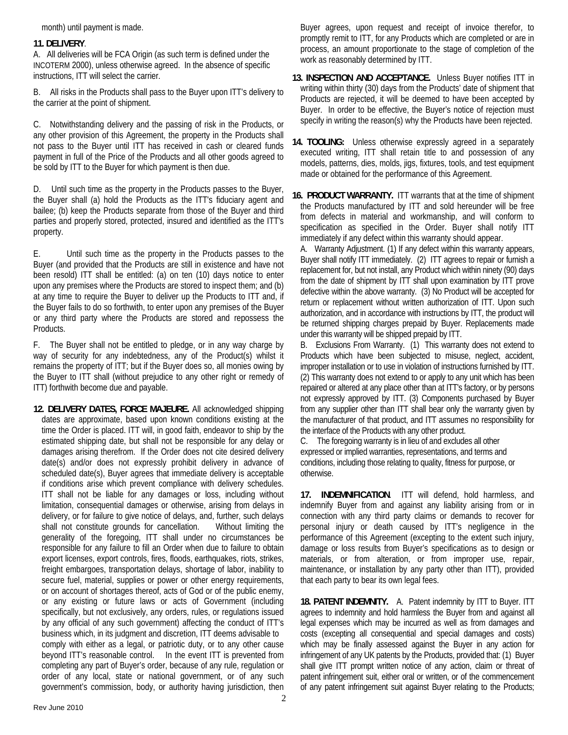month) until payment is made.

**11. DELIVERY**.

A. All deliveries will be FCA Origin (as such term is defined under the INCOTERM 2000), unless otherwise agreed. In the absence of specific instructions, ITT will select the carrier.

B. All risks in the Products shall pass to the Buyer upon ITT's delivery to the carrier at the point of shipment.

C. Notwithstanding delivery and the passing of risk in the Products, or any other provision of this Agreement, the property in the Products shall not pass to the Buyer until ITT has received in cash or cleared funds payment in full of the Price of the Products and all other goods agreed to be sold by ITT to the Buyer for which payment is then due.

D. Until such time as the property in the Products passes to the Buyer, the Buyer shall (a) hold the Products as the ITT's fiduciary agent and bailee; (b) keep the Products separate from those of the Buyer and third parties and properly stored, protected, insured and identified as the ITT's property.

E. Until such time as the property in the Products passes to the Buyer (and provided that the Products are still in existence and have not been resold) ITT shall be entitled: (a) on ten (10) days notice to enter upon any premises where the Products are stored to inspect them; and (b) at any time to require the Buyer to deliver up the Products to ITT and, if the Buyer fails to do so forthwith, to enter upon any premises of the Buyer or any third party where the Products are stored and repossess the Products.

F. The Buyer shall not be entitled to pledge, or in any way charge by way of security for any indebtedness, any of the Product(s) whilst it remains the property of ITT; but if the Buyer does so, all monies owing by the Buyer to ITT shall (without prejudice to any other right or remedy of ITT) forthwith become due and payable.

**12. DELIVERY DATES, FORCE MAJEURE.** All acknowledged shipping dates are approximate, based upon known conditions existing at the time the Order is placed. ITT will, in good faith, endeavor to ship by the estimated shipping date, but shall not be responsible for any delay or damages arising therefrom. If the Order does not cite desired delivery date(s) and/or does not expressly prohibit delivery in advance of scheduled date(s), Buyer agrees that immediate delivery is acceptable if conditions arise which prevent compliance with delivery schedules. ITT shall not be liable for any damages or loss, including without limitation, consequential damages or otherwise, arising from delays in delivery, or for failure to give notice of delays, and, further, such delays shall not constitute grounds for cancellation. Without limiting the generality of the foregoing, ITT shall under no circumstances be responsible for any failure to fill an Order when due to failure to obtain export licenses, export controls, fires, floods, earthquakes, riots, strikes, freight embargoes, transportation delays, shortage of labor, inability to secure fuel, material, supplies or power or other energy requirements, or on account of shortages thereof, acts of God or of the public enemy, or any existing or future laws or acts of Government (including specifically, but not exclusively, any orders, rules, or regulations issued by any official of any such government) affecting the conduct of ITT's business which, in its judgment and discretion, ITT deems advisable to comply with either as a legal, or patriotic duty, or to any other cause beyond ITT's reasonable control. In the event ITT is prevented from completing any part of Buyer's order, because of any rule, regulation or order of any local, state or national government, or of any such government's commission, body, or authority having jurisdiction, then Buyer agrees, upon request and receipt of invoice therefor, to promptly remit to ITT, for any Products which are completed or are in process, an amount proportionate to the stage of completion of the work as reasonably determined by ITT.

**13. INSPECTION AND ACCEPTANCE.** Unless Buyer notifies ITT in writing within thirty (30) days from the Products' date of shipment that Products are rejected, it will be deemed to have been accepted by Buyer. In order to be effective, the Buyer's notice of rejection must specify in writing the reason(s) why the Products have been rejected.

**14. TOOLING:** Unless otherwise expressly agreed in a separately executed writing, ITT shall retain title to and possession of any models, patterns, dies, molds, jigs, fixtures, tools, and test equipment made or obtained for the performance of this Agreement.

**16. PRODUCT WARRANTY.** ITT warrants that at the time of shipment the Products manufactured by ITT and sold hereunder will be free from defects in material and workmanship, and will conform to specification as specified in the Order. Buyer shall notify ITT immediately if any defect within this warranty should appear.

A. Warranty Adjustment. (1) If any defect within this warranty appears, Buyer shall notify ITT immediately. (2) ITT agrees to repair or furnish a replacement for, but not install, any Product which within ninety (90) days from the date of shipment by ITT shall upon examination by ITT prove defective within the above warranty. (3) No Product will be accepted for return or replacement without written authorization of ITT. Upon such authorization, and in accordance with instructions by ITT, the product will be returned shipping charges prepaid by Buyer. Replacements made under this warranty will be shipped prepaid by ITT.

B. Exclusions From Warranty. (1) This warranty does not extend to Products which have been subjected to misuse, neglect, accident, improper installation or to use in violation of instructions furnished by ITT. (2) This warranty does not extend to or apply to any unit which has been repaired or altered at any place other than at ITT's factory, or by persons not expressly approved by ITT. (3) Components purchased by Buyer from any supplier other than ITT shall bear only the warranty given by the manufacturer of that product, and ITT assumes no responsibility for the interface of the Products with any other product.

C. The foregoing warranty is in lieu of and excludes all other expressed or implied warranties, representations, and terms and conditions, including those relating to quality, fitness for purpose, or otherwise.

**17. INDEMNIFICATION**. ITT will defend, hold harmless, and indemnify Buyer from and against any liability arising from or in connection with any third party claims or demands to recover for personal injury or death caused by ITT's negligence in the performance of this Agreement (excepting to the extent such injury, damage or loss results from Buyer's specifications as to design or materials, or from alteration, or from improper use, repair, maintenance, or installation by any party other than ITT), provided that each party to bear its own legal fees.

**18. PATENT INDEMNITY.** A. Patent indemnity by ITT to Buyer. ITT agrees to indemnify and hold harmless the Buyer from and against all legal expenses which may be incurred as well as from damages and costs (excepting all consequential and special damages and costs) which may be finally assessed against the Buyer in any action for infringement of any UK patents by the Products, provided that: (1) Buyer shall give ITT prompt written notice of any action, claim or threat of patent infringement suit, either oral or written, or of the commencement of any patent infringement suit against Buyer relating to the Products;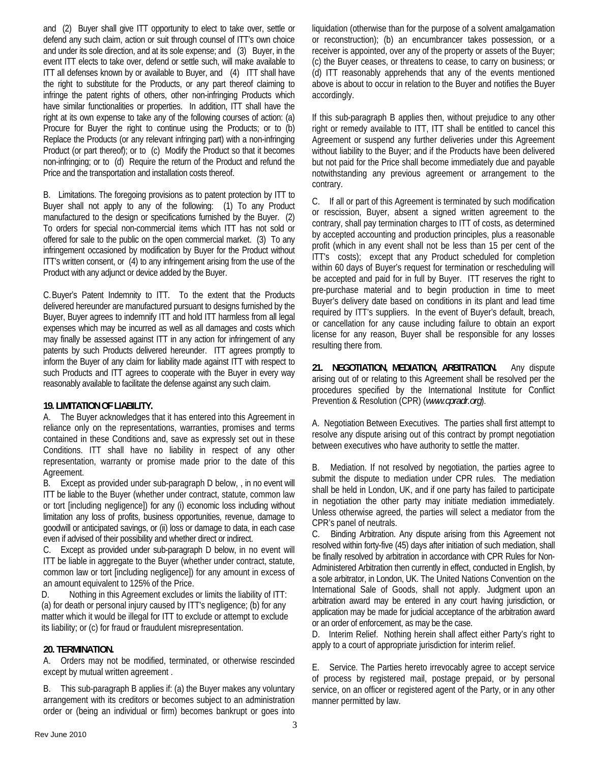and (2) Buyer shall give ITT opportunity to elect to take over, settle or defend any such claim, action or suit through counsel of ITT's own choice and under its sole direction, and at its sole expense; and (3) Buyer, in the event ITT elects to take over, defend or settle such, will make available to ITT all defenses known by or available to Buyer, and (4) ITT shall have the right to substitute for the Products, or any part thereof claiming to infringe the patent rights of others, other non-infringing Products which have similar functionalities or properties. In addition, ITT shall have the right at its own expense to take any of the following courses of action: (a) Procure for Buyer the right to continue using the Products; or to (b) Replace the Products (or any relevant infringing part) with a non-infringing Product (or part thereof); or to (c) Modify the Product so that it becomes non-infringing; or to (d) Require the return of the Product and refund the Price and the transportation and installation costs thereof.

B. Limitations. The foregoing provisions as to patent protection by ITT to Buyer shall not apply to any of the following: (1) To any Product manufactured to the design or specifications furnished by the Buyer. (2) To orders for special non-commercial items which ITT has not sold or offered for sale to the public on the open commercial market. (3) To any infringement occasioned by modification by Buyer for the Product without ITT's written consent, or (4) to any infringement arising from the use of the Product with any adjunct or device added by the Buyer.

C. Buyer's Patent Indemnity to ITT. To the extent that the Products delivered hereunder are manufactured pursuant to designs furnished by the Buyer, Buyer agrees to indemnify ITT and hold ITT harmless from all legal expenses which may be incurred as well as all damages and costs which may finally be assessed against ITT in any action for infringement of any patents by such Products delivered hereunder. ITT agrees promptly to inform the Buyer of any claim for liability made against ITT with respect to such Products and ITT agrees to cooperate with the Buyer in every way reasonably available to facilitate the defense against any such claim.

**19. LIMITATION OF LIABILITY.**

A. The Buyer acknowledges that it has entered into this Agreement in reliance only on the representations, warranties, promises and terms contained in these Conditions and, save as expressly set out in these Conditions. ITT shall have no liability in respect of any other representation, warranty or promise made prior to the date of this Agreement.

B. Except as provided under sub-paragraph D below, , in no event will ITT be liable to the Buyer (whether under contract, statute, common law or tort [including negligence]) for any (i) economic loss including without limitation any loss of profits, business opportunities, revenue, damage to goodwill or anticipated savings, or (ii) loss or damage to data, in each case even if advised of their possibility and whether direct or indirect.

C. Except as provided under sub-paragraph D below, in no event will ITT be liable in aggregate to the Buyer (whether under contract, statute, common law or tort [including negligence]) for any amount in excess of an amount equivalent to 125% of the Price.

D. Nothing in this Agreement excludes or limits the liability of ITT: (a) for death or personal injury caused by ITT's negligence; (b) for any matter which it would be illegal for ITT to exclude or attempt to exclude its liability; or (c) for fraud or fraudulent misrepresentation.

**20. TERMINATION.**

A. Orders may not be modified, terminated, or otherwise rescinded except by mutual written agreement .

B. This sub-paragraph B applies if: (a) the Buyer makes any voluntary arrangement with its creditors or becomes subject to an administration order or (being an individual or firm) becomes bankrupt or goes into liquidation (otherwise than for the purpose of a solvent amalgamation or reconstruction); (b) an encumbrancer takes possession, or a receiver is appointed, over any of the property or assets of the Buyer; (c) the Buyer ceases, or threatens to cease, to carry on business; or (d) ITT reasonably apprehends that any of the events mentioned above is about to occur in relation to the Buyer and notifies the Buyer accordingly.

If this sub-paragraph B applies then, without prejudice to any other right or remedy available to ITT, ITT shall be entitled to cancel this Agreement or suspend any further deliveries under this Agreement without liability to the Buyer; and if the Products have been delivered but not paid for the Price shall become immediately due and payable notwithstanding any previous agreement or arrangement to the contrary.

C. If all or part of this Agreement is terminated by such modification or rescission, Buyer, absent a signed written agreement to the contrary, shall pay termination charges to ITT of costs, as determined by accepted accounting and production principles, plus a reasonable profit (which in any event shall not be less than 15 per cent of the ITT's costs); except that any Product scheduled for completion within 60 days of Buyer's request for termination or rescheduling will be accepted and paid for in full by Buyer. ITT reserves the right to pre-purchase material and to begin production in time to meet Buyer's delivery date based on conditions in its plant and lead time required by ITT's suppliers. In the event of Buyer's default, breach, or cancellation for any cause including failure to obtain an export license for any reason, Buyer shall be responsible for any losses resulting there from.

**21. NEGOTIATION, MEDIATION, ARBITRATION.** Any dispute arising out of or relating to this Agreement shall be resolved per the procedures specified by the International Institute for Conflict Prevention & Resolution (CPR) (*www.cpradr.org*).

A. Negotiation Between Executives. The parties shall first attempt to resolve any dispute arising out of this contract by prompt negotiation between executives who have authority to settle the matter.

B. Mediation. If not resolved by negotiation, the parties agree to submit the dispute to mediation under CPR rules. The mediation shall be held in London, UK, and if one party has failed to participate in negotiation the other party may initiate mediation immediately. Unless otherwise agreed, the parties will select a mediator from the CPR's panel of neutrals.

C. Binding Arbitration. Any dispute arising from this Agreement not resolved within forty-five (45) days after initiation of such mediation, shall be finally resolved by arbitration in accordance with CPR Rules for Non-Administered Arbitration then currently in effect, conducted in English, by a sole arbitrator, in London, UK. The United Nations Convention on the International Sale of Goods, shall not apply. Judgment upon an arbitration award may be entered in any court having jurisdiction, or application may be made for judicial acceptance of the arbitration award or an order of enforcement, as may be the case.

D. Interim Relief. Nothing herein shall affect either Party's right to apply to a court of appropriate jurisdiction for interim relief.

E. Service. The Parties hereto irrevocably agree to accept service of process by registered mail, postage prepaid, or by personal service, on an officer or registered agent of the Party, or in any other manner permitted by law.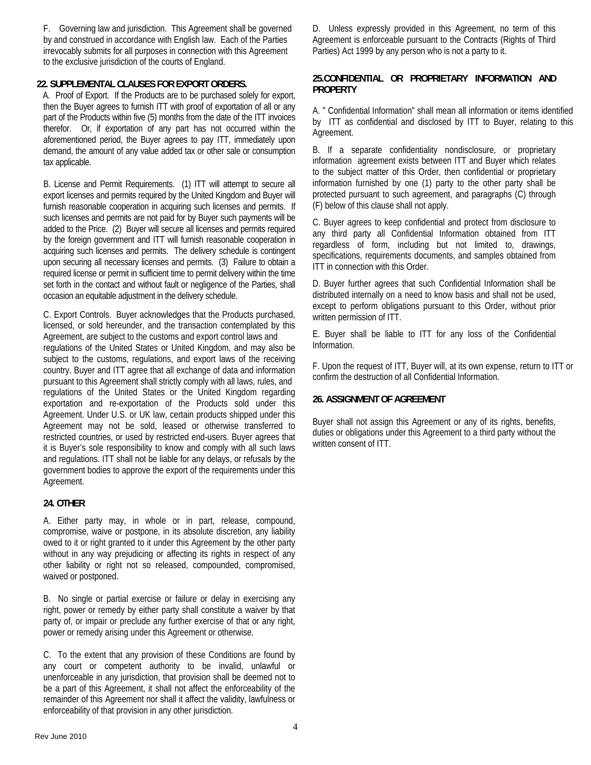F. Governing law and jurisdiction. This Agreement shall be governed by and construed in accordance with English law. Each of the Parties irrevocably submits for all purposes in connection with this Agreement to the exclusive jurisdiction of the courts of England.

## 22. SUPPLEMENTAL CLAUSES FOR EXPORT ORDERS.

A. Proof of Export. If the Products are to be purchased solely for export, then the Buyer agrees to furnish ITT with proof of exportation of all or any part of the Products within five (5) months from the date of the ITT invoices therefor. Or, if exportation of any part has not occurred within the aforementioned period, the Buyer agrees to pay ITT, immediately upon demand, the amount of any value added tax or other sale or consumption tax applicable.

B. License and Permit Requirements. (1) ITT will attempt to secure all export licenses and permits required by the United Kingdom and Buyer will furnish reasonable cooperation in acquiring such licenses and permits. If such licenses and permits are not paid for by Buyer such payments will be added to the Price. (2) Buyer will secure all licenses and permits required by the foreign government and ITT will furnish reasonable cooperation in acquiring such licenses and permits. The delivery schedule is contingent upon securing all necessary licenses and permits. (3) Failure to obtain a required license or permit in sufficient time to permit delivery within the time set forth in the contact and without fault or negligence of the Parties, shall occasion an equitable adjustment in the delivery schedule.

C. Export Controls. Buyer acknowledges that the Products purchased, licensed, or sold hereunder, and the transaction contemplated by this Agreement, are subject to the customs and export control laws and regulations of the United States or United Kingdom, and may also be subject to the customs, regulations, and export laws of the receiving country. Buyer and ITT agree that all exchange of data and information pursuant to this Agreement shall strictly comply with all laws, rules, and regulations of the United States or the United Kingdom regarding exportation and re-exportation of the Products sold under this Agreement. Under U.S. or UK law, certain products shipped under this Agreement may not be sold, leased or otherwise transferred to restricted countries, or used by restricted end-users. Buyer agrees that it is Buyer's sole responsibility to know and comply with all such laws and regulations. ITT shall not be liable for any delays, or refusals by the government bodies to approve the export of the requirements under this Agreement.

## 24. OTHER

A. Either party may, in whole or in part, release, compound, compromise, waive or postpone, in its absolute discretion, any liability owed to it or right granted to it under this Agreement by the other party without in any way prejudicing or affecting its rights in respect of any other liability or right not so released, compounded, compromised, waived or postponed.

B. No single or partial exercise or failure or delay in exercising any right, power or remedy by either party shall constitute a waiver by that party of, or impair or preclude any further exercise of that or any right, power or remedy arising under this Agreement or otherwise.

C. To the extent that any provision of these Conditions are found by any court or competent authority to be invalid, unlawful or unenforceable in any jurisdiction, that provision shall be deemed not to be a part of this Agreement, it shall not affect the enforceability of the remainder of this Agreement nor shall it affect the validity, lawfulness or enforceability of that provision in any other jurisdiction.

D. Unless expressly provided in this Agreement, no term of this Agreement is enforceable pursuant to the Contracts (Rights of Third Parties) Act 1999 by any person who is not a party to it.

## 25.CONFIDENTIAL OR PROPRIETARY INFORMATION AND PROPERTY

A. " Confidential Information" shall mean all information or items identified by ITT as confidential and disclosed by ITT to Buyer, relating to this Agreement.

B. If a separate confidentiality nondisclosure, or proprietary information agreement exists between ITT and Buyer which relates to the subject matter of this Order, then confidential or proprietary information furnished by one (1) party to the other party shall be protected pursuant to such agreement, and paragraphs (C) through (F) below of this clause shall not apply.

C. Buyer agrees to keep confidential and protect from disclosure to any third party all Confidential Information obtained from ITT regardless of form, including but not limited to, drawings, specifications, requirements documents, and samples obtained from ITT in connection with this Order.

D. Buyer further agrees that such Confidential Information shall be distributed internally on a need to know basis and shall not be used, except to perform obligations pursuant to this Order, without prior written permission of ITT.

E. Buyer shall be liable to ITT for any loss of the Confidential Information.

F. Upon the request of ITT, Buyer will, at its own expense, return to ITT or confirm the destruction of all Confidential Information.

## 26. ASSIGNMENT OF AGREEMENT

Buyer shall not assign this Agreement or any of its rights, benefits, duties or obligations under this Agreement to a third party without the written consent of ITT.